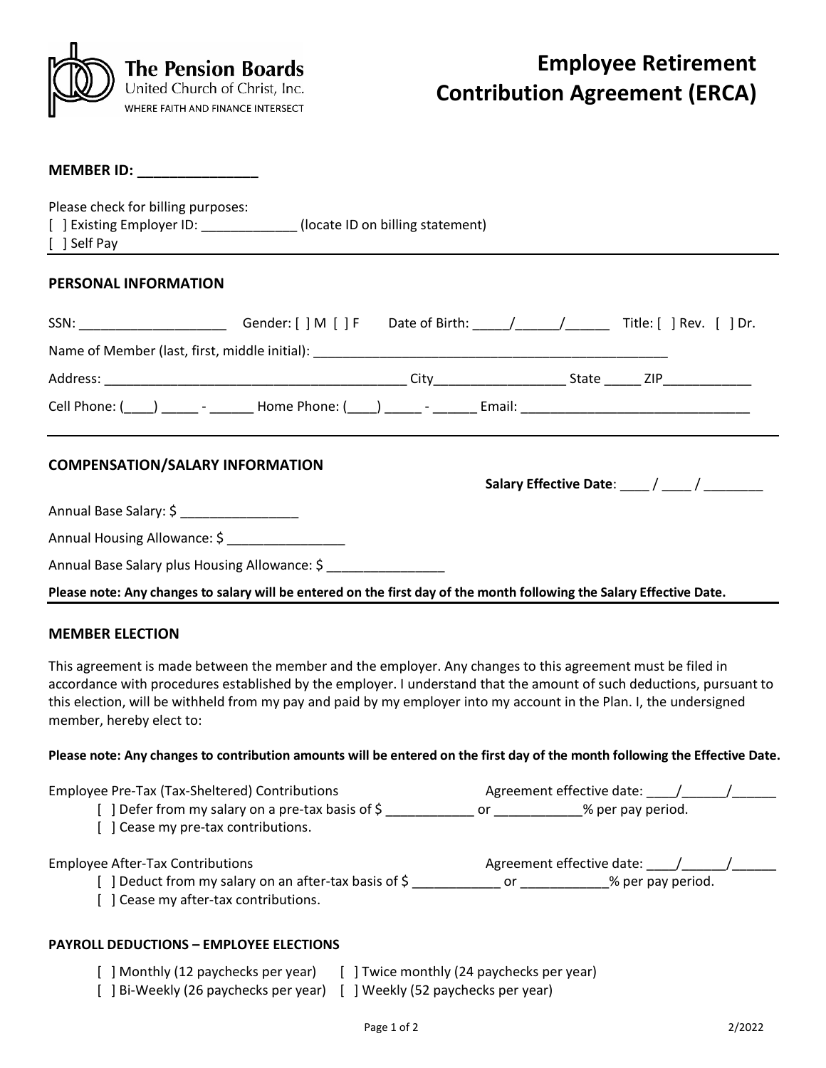The Pension Boards
United Church of Christ, Inc.
WHERE FAITH AND FINANCE INTERSECT

# Employee Retirement Contribution Agreement (ERCA)

**MEMBER ID: _______________**

Please check for billing purposes:
[ ] Existing Employer ID: _____________ (locate ID on billing statement)
[ ] Self Pay

## PERSONAL INFORMATION

SSN: ____________________ Gender: [ ] M [ ] F Date of Birth: _____/______/______ Title: [ ] Rev. [ ] Dr.

Name of Member (last, first, middle initial): __________________________________________________

Address: __________________________________________ City__________________ State _____ ZIP____________

Cell Phone: (____) _____ - ______ Home Phone: (____) _____ - ______ Email: _______________________________

## COMPENSATION/SALARY INFORMATION

**Salary Effective Date**: ____ / ____ / ________

Annual Base Salary: $ ________________

Annual Housing Allowance: $ ________________

Annual Base Salary plus Housing Allowance: $ ________________

**Please note: Any changes to salary will be entered on the first day of the month following the Salary Effective Date.**

## MEMBER ELECTION

This agreement is made between the member and the employer. Any changes to this agreement must be filed in accordance with procedures established by the employer. I understand that the amount of such deductions, pursuant to this election, will be withheld from my pay and paid by my employer into my account in the Plan. I, the undersigned member, hereby elect to:

**Please note: Any changes to contribution amounts will be entered on the first day of the month following the Effective Date.**

Employee Pre-Tax (Tax-Sheltered) Contributions Agreement effective date: ____/______/______

- [ ] Defer from my salary on a pre-tax basis of $ ____________ or ____________% per pay period.
- [ ] Cease my pre-tax contributions.

Employee After-Tax Contributions Agreement effective date: ____/______/______

- [ ] Deduct from my salary on an after-tax basis of $ ____________ or ____________% per pay period.
- [ ] Cease my after-tax contributions.

### PAYROLL DEDUCTIONS – EMPLOYEE ELECTIONS

[ ] Monthly (12 paychecks per year) [ ] Twice monthly (24 paychecks per year)
[ ] Bi-Weekly (26 paychecks per year) [ ] Weekly (52 paychecks per year)

2/2022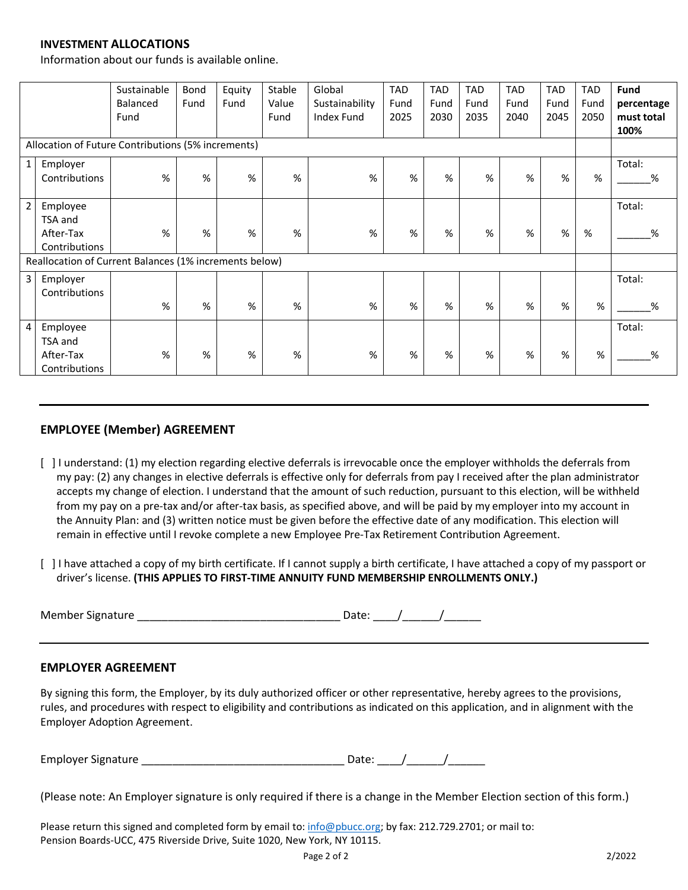**INVESTMENT ALLOCATIONS**

Information about our funds is available online.

| | | Sustainable Balanced Fund | Bond Fund | Equity Fund | Stable Value Fund | Global Sustainability Index Fund | TAD Fund 2025 | TAD Fund 2030 | TAD Fund 2035 | TAD Fund 2040 | TAD Fund 2045 | TAD Fund 2050 | **Fund percentage must total 100%** |
|---|---|---|---|---|---|---|---|---|---|---|---|---|---|
| Allocation of Future Contributions (5% increments) | | | | | | | | | | | | | |
| 1 | Employer Contributions | % | % | % | % | % | % | % | % | % | % | % | Total: ______% |
| 2 | Employee TSA and After-Tax Contributions | % | % | % | % | % | % | % | % | % | % | % | Total: ______% |
| Reallocation of Current Balances (1% increments below) | | | | | | | | | | | | | |
| 3 | Employer Contributions | % | % | % | % | % | % | % | % | % | % | % | Total: ______% |
| 4 | Employee TSA and After-Tax Contributions | % | % | % | % | % | % | % | % | % | % | % | Total: ______% |

---

**EMPLOYEE (Member) AGREEMENT**

[ ] I understand: (1) my election regarding elective deferrals is irrevocable once the employer withholds the deferrals from my pay: (2) any changes in elective deferrals is effective only for deferrals from pay I received after the plan administrator accepts my change of election. I understand that the amount of such reduction, pursuant to this election, will be withheld from my pay on a pre-tax and/or after-tax basis, as specified above, and will be paid by my employer into my account in the Annuity Plan: and (3) written notice must be given before the effective date of any modification. This election will remain in effective until I revoke complete a new Employee Pre-Tax Retirement Contribution Agreement.

[ ] I have attached a copy of my birth certificate. If I cannot supply a birth certificate, I have attached a copy of my passport or driver's license. **(THIS APPLIES TO FIRST-TIME ANNUITY FUND MEMBERSHIP ENROLLMENTS ONLY.)**

Member Signature ________________________________ Date: ____/______/______

---

**EMPLOYER AGREEMENT**

By signing this form, the Employer, by its duly authorized officer or other representative, hereby agrees to the provisions, rules, and procedures with respect to eligibility and contributions as indicated on this application, and in alignment with the Employer Adoption Agreement.

Employer Signature ________________________________ Date: ____/______/______

(Please note: An Employer signature is only required if there is a change in the Member Election section of this form.)

Please return this signed and completed form by email to: info@pbucc.org; by fax: 212.729.2701; or mail to: Pension Boards-UCC, 475 Riverside Drive, Suite 1020, New York, NY 10115.

2/2022